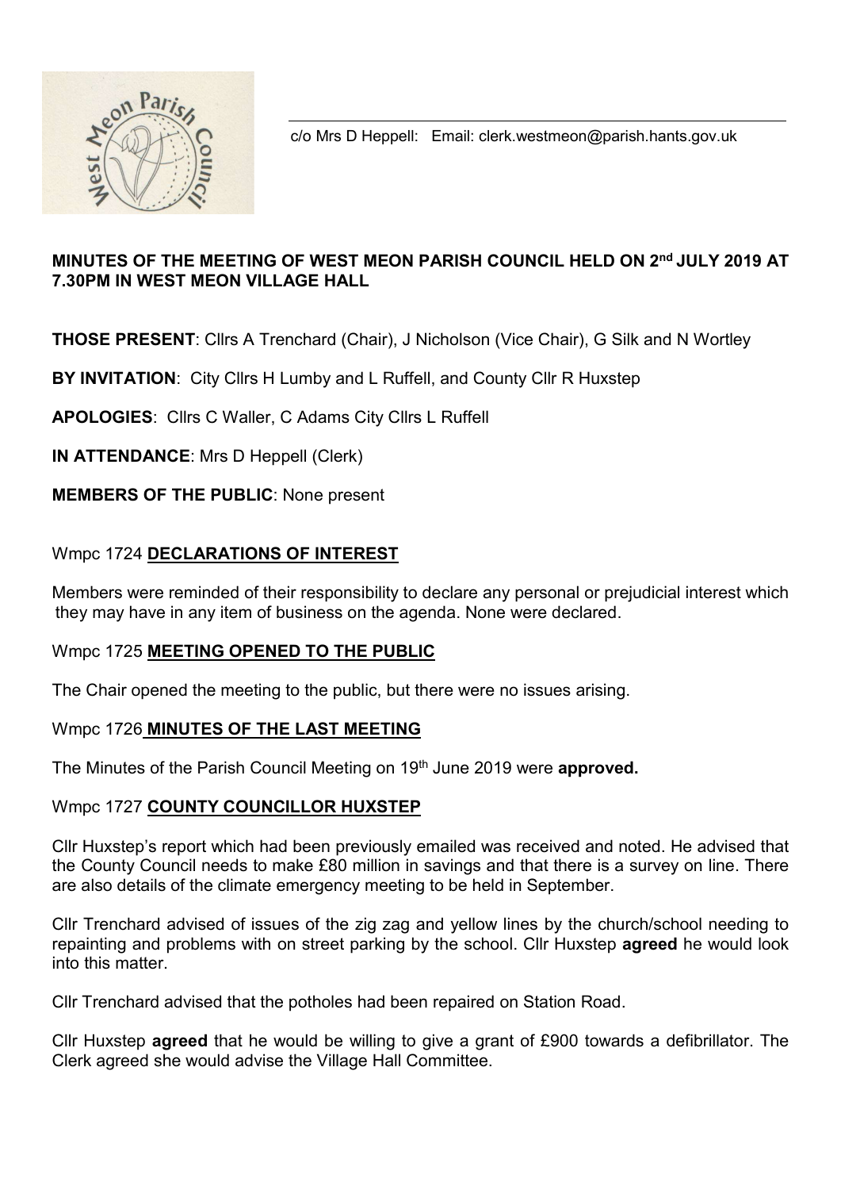c/o Mrs D Heppell: Email: clerk.westmeon@parish.hants.gov.uk

**MINUTES OF THE MEETING OF WEST MEON PARISH COUNCIL HELD ON 2nd JULY 2019 AT 7.30PM IN WEST MEON VILLAGE HALL**

**THOSE PRESENT**: Cllrs A Trenchard (Chair), J Nicholson (Vice Chair), G Silk and N Wortley

**BY INVITATION**: City Cllrs H Lumby and L Ruffell, and County Cllr R Huxstep

**APOLOGIES**: Cllrs C Waller, C Adams City Cllrs L Ruffell

**IN ATTENDANCE**: Mrs D Heppell (Clerk)

**MEMBERS OF THE PUBLIC**: None present

Wmpc 1724 **DECLARATIONS OF INTEREST**

Members were reminded of their responsibility to declare any personal or prejudicial interest which they may have in any item of business on the agenda. None were declared.

Wmpc 1725 **MEETING OPENED TO THE PUBLIC**

The Chair opened the meeting to the public, but there were no issues arising.

Wmpc 1726 **MINUTES OF THE LAST MEETING**

The Minutes of the Parish Council Meeting on 19th June 2019 were **approved.**

Wmpc 1727 **COUNTY COUNCILLOR HUXSTEP**

Cllr Huxstep's report which had been previously emailed was received and noted. He advised that the County Council needs to make £80 million in savings and that there is a survey on line. There are also details of the climate emergency meeting to be held in September.

Cllr Trenchard advised of issues of the zig zag and yellow lines by the church/school needing to repainting and problems with on street parking by the school. Cllr Huxstep **agreed** he would look into this matter.

Cllr Trenchard advised that the potholes had been repaired on Station Road.

Cllr Huxstep **agreed** that he would be willing to give a grant of £900 towards a defibrillator. The Clerk agreed she would advise the Village Hall Committee.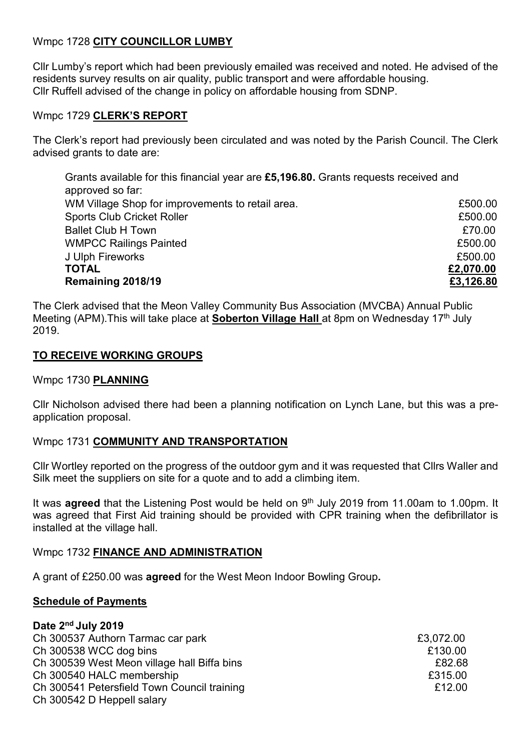Wmpc 1728 **CITY COUNCILLOR LUMBY**

Cllr Lumby's report which had been previously emailed was received and noted. He advised of the residents survey results on air quality, public transport and were affordable housing.
Cllr Ruffell advised of the change in policy on affordable housing from SDNP.

Wmpc 1729 **CLERK'S REPORT**

The Clerk's report had previously been circulated and was noted by the Parish Council. The Clerk advised grants to date are:

Grants available for this financial year are **£5,196.80.** Grants requests received and approved so far:

| | |
|---|---|
| WM Village Shop for improvements to retail area. | £500.00 |
| Sports Club Cricket Roller | £500.00 |
| Ballet Club H Town | £70.00 |
| WMPCC Railings Painted | £500.00 |
| J Ulph Fireworks | £500.00 |
| **TOTAL** | **£2,070.00** |
| **Remaining 2018/19** | **£3,126.80** |

The Clerk advised that the Meon Valley Community Bus Association (MVCBA) Annual Public Meeting (APM).This will take place at **Soberton Village Hall** at 8pm on Wednesday 17th July 2019.

**TO RECEIVE WORKING GROUPS**

Wmpc 1730 **PLANNING**

Cllr Nicholson advised there had been a planning notification on Lynch Lane, but this was a pre-application proposal.

Wmpc 1731 **COMMUNITY AND TRANSPORTATION**

Cllr Wortley reported on the progress of the outdoor gym and it was requested that Cllrs Waller and Silk meet the suppliers on site for a quote and to add a climbing item.

It was **agreed** that the Listening Post would be held on 9th July 2019 from 11.00am to 1.00pm. It was agreed that First Aid training should be provided with CPR training when the defibrillator is installed at the village hall.

Wmpc 1732 **FINANCE AND ADMINISTRATION**

A grant of £250.00 was **agreed** for the West Meon Indoor Bowling Group**.**

**Schedule of Payments**

**Date 2nd July 2019**

| | |
|---|---|
| Ch 300537 Authorn Tarmac car park | £3,072.00 |
| Ch 300538 WCC dog bins | £130.00 |
| Ch 300539 West Meon village hall Biffa bins | £82.68 |
| Ch 300540 HALC membership | £315.00 |
| Ch 300541 Petersfield Town Council training | £12.00 |
| Ch 300542 D Heppell salary | |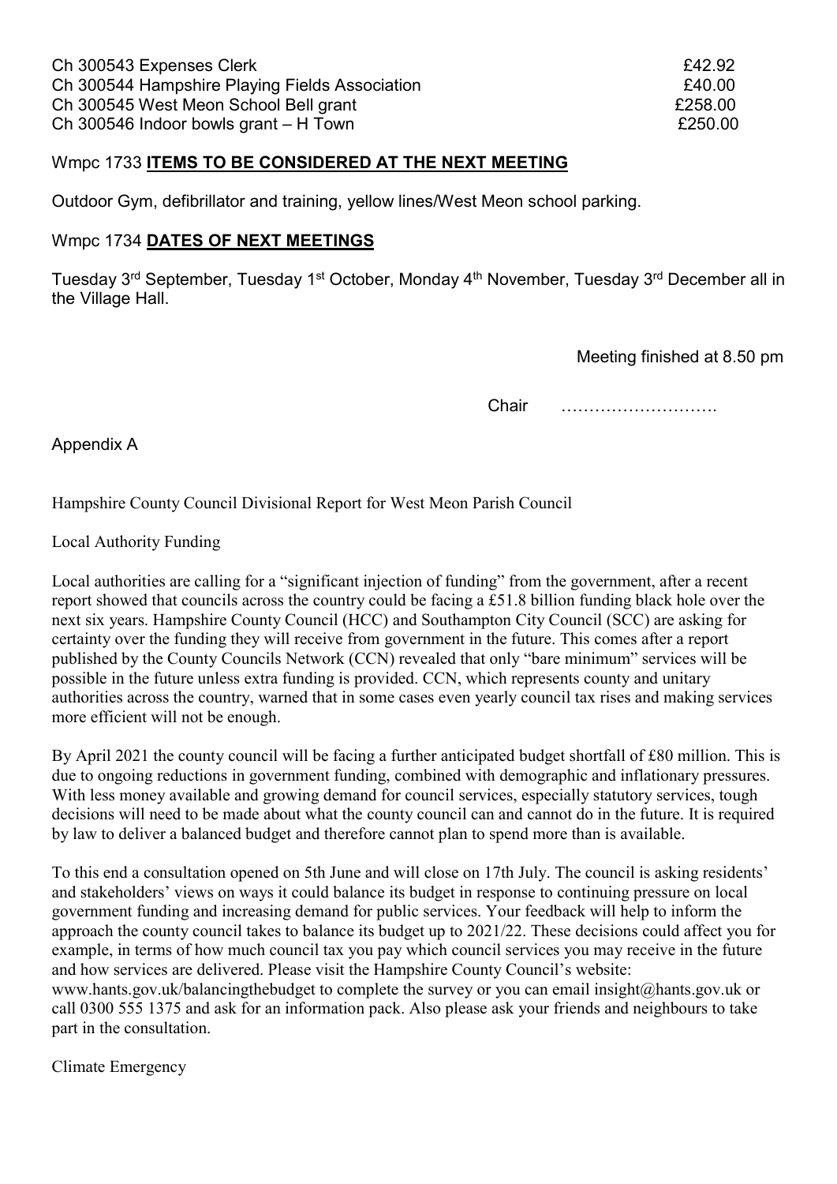| | |
|---|---|
| Ch 300543 Expenses Clerk | £42.92 |
| Ch 300544 Hampshire Playing Fields Association | £40.00 |
| Ch 300545 West Meon School Bell grant | £258.00 |
| Ch 300546 Indoor bowls grant – H Town | £250.00 |

Wmpc 1733 **ITEMS TO BE CONSIDERED AT THE NEXT MEETING**

Outdoor Gym, defibrillator and training, yellow lines/West Meon school parking.

Wmpc 1734 **DATES OF NEXT MEETINGS**

Tuesday 3rd September, Tuesday 1st October, Monday 4th November, Tuesday 3rd December all in the Village Hall.

Meeting finished at 8.50 pm

Chair ……………………….

Appendix A

Hampshire County Council Divisional Report for West Meon Parish Council

Local Authority Funding

Local authorities are calling for a "significant injection of funding" from the government, after a recent report showed that councils across the country could be facing a £51.8 billion funding black hole over the next six years. Hampshire County Council (HCC) and Southampton City Council (SCC) are asking for certainty over the funding they will receive from government in the future. This comes after a report published by the County Councils Network (CCN) revealed that only "bare minimum" services will be possible in the future unless extra funding is provided. CCN, which represents county and unitary authorities across the country, warned that in some cases even yearly council tax rises and making services more efficient will not be enough.

By April 2021 the county council will be facing a further anticipated budget shortfall of £80 million. This is due to ongoing reductions in government funding, combined with demographic and inflationary pressures. With less money available and growing demand for council services, especially statutory services, tough decisions will need to be made about what the county council can and cannot do in the future. It is required by law to deliver a balanced budget and therefore cannot plan to spend more than is available.

To this end a consultation opened on 5th June and will close on 17th July. The council is asking residents' and stakeholders' views on ways it could balance its budget in response to continuing pressure on local government funding and increasing demand for public services. Your feedback will help to inform the approach the county council takes to balance its budget up to 2021/22. These decisions could affect you for example, in terms of how much council tax you pay which council services you may receive in the future and how services are delivered. Please visit the Hampshire County Council's website: www.hants.gov.uk/balancingthebudget to complete the survey or you can email insight@hants.gov.uk or call 0300 555 1375 and ask for an information pack. Also please ask your friends and neighbours to take part in the consultation.

Climate Emergency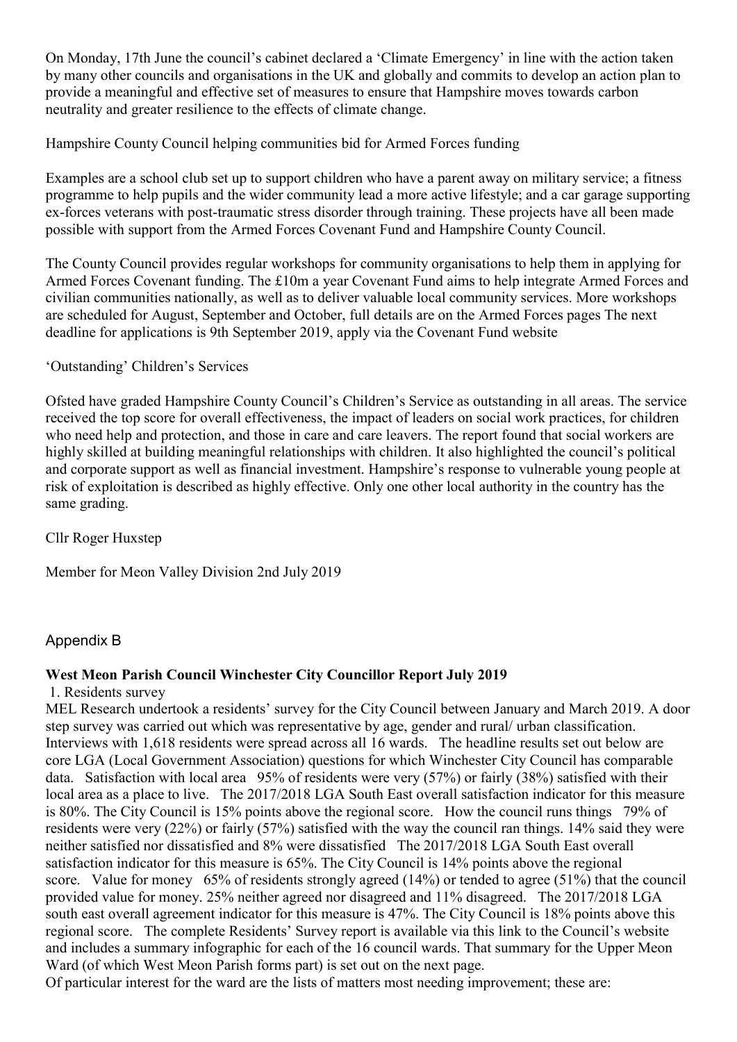On Monday, 17th June the council's cabinet declared a 'Climate Emergency' in line with the action taken by many other councils and organisations in the UK and globally and commits to develop an action plan to provide a meaningful and effective set of measures to ensure that Hampshire moves towards carbon neutrality and greater resilience to the effects of climate change.

Hampshire County Council helping communities bid for Armed Forces funding

Examples are a school club set up to support children who have a parent away on military service; a fitness programme to help pupils and the wider community lead a more active lifestyle; and a car garage supporting ex-forces veterans with post-traumatic stress disorder through training. These projects have all been made possible with support from the Armed Forces Covenant Fund and Hampshire County Council.

The County Council provides regular workshops for community organisations to help them in applying for Armed Forces Covenant funding. The £10m a year Covenant Fund aims to help integrate Armed Forces and civilian communities nationally, as well as to deliver valuable local community services. More workshops are scheduled for August, September and October, full details are on the Armed Forces pages The next deadline for applications is 9th September 2019, apply via the Covenant Fund website

'Outstanding' Children's Services

Ofsted have graded Hampshire County Council's Children's Service as outstanding in all areas. The service received the top score for overall effectiveness, the impact of leaders on social work practices, for children who need help and protection, and those in care and care leavers. The report found that social workers are highly skilled at building meaningful relationships with children. It also highlighted the council's political and corporate support as well as financial investment. Hampshire's response to vulnerable young people at risk of exploitation is described as highly effective. Only one other local authority in the country has the same grading.

Cllr Roger Huxstep

Member for Meon Valley Division 2nd July 2019

## Appendix B

**West Meon Parish Council Winchester City Councillor Report July 2019**

1. Residents survey

MEL Research undertook a residents' survey for the City Council between January and March 2019. A door step survey was carried out which was representative by age, gender and rural/ urban classification. Interviews with 1,618 residents were spread across all 16 wards. The headline results set out below are core LGA (Local Government Association) questions for which Winchester City Council has comparable data. Satisfaction with local area 95% of residents were very (57%) or fairly (38%) satisfied with their local area as a place to live. The 2017/2018 LGA South East overall satisfaction indicator for this measure is 80%. The City Council is 15% points above the regional score. How the council runs things 79% of residents were very (22%) or fairly (57%) satisfied with the way the council ran things. 14% said they were neither satisfied nor dissatisfied and 8% were dissatisfied The 2017/2018 LGA South East overall satisfaction indicator for this measure is 65%. The City Council is 14% points above the regional score. Value for money 65% of residents strongly agreed (14%) or tended to agree (51%) that the council provided value for money. 25% neither agreed nor disagreed and 11% disagreed. The 2017/2018 LGA south east overall agreement indicator for this measure is 47%. The City Council is 18% points above this regional score. The complete Residents' Survey report is available via this link to the Council's website and includes a summary infographic for each of the 16 council wards. That summary for the Upper Meon Ward (of which West Meon Parish forms part) is set out on the next page.

Of particular interest for the ward are the lists of matters most needing improvement; these are: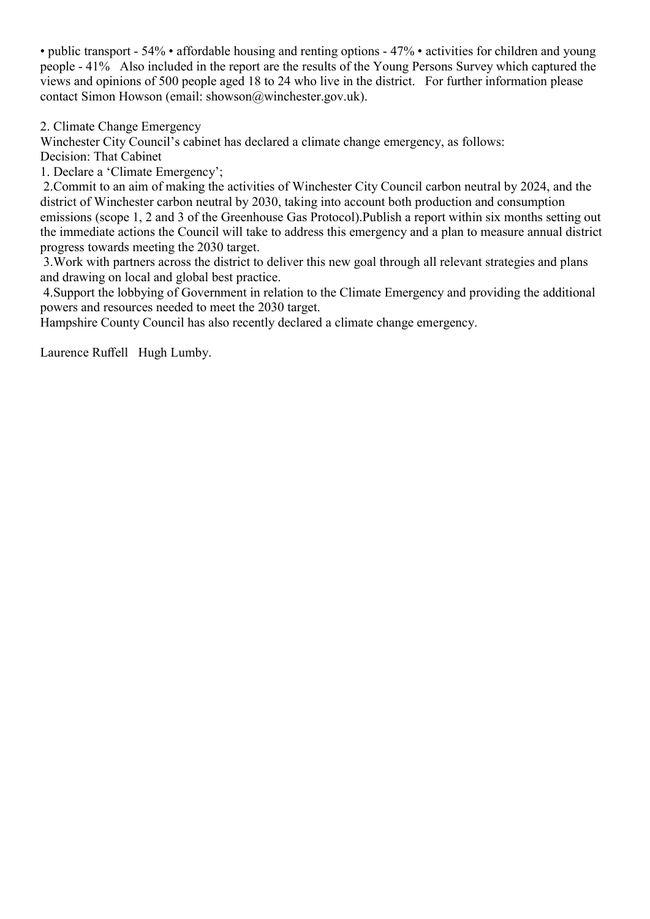• public transport - 54% • affordable housing and renting options - 47% • activities for children and young people - 41%   Also included in the report are the results of the Young Persons Survey which captured the views and opinions of 500 people aged 18 to 24 who live in the district.   For further information please contact Simon Howson (email: showson@winchester.gov.uk).

2. Climate Change Emergency

Winchester City Council's cabinet has declared a climate change emergency, as follows:

Decision: That Cabinet

1. Declare a 'Climate Emergency';

2. Commit to an aim of making the activities of Winchester City Council carbon neutral by 2024, and the district of Winchester carbon neutral by 2030, taking into account both production and consumption emissions (scope 1, 2 and 3 of the Greenhouse Gas Protocol).Publish a report within six months setting out the immediate actions the Council will take to address this emergency and a plan to measure annual district progress towards meeting the 2030 target.

3. Work with partners across the district to deliver this new goal through all relevant strategies and plans and drawing on local and global best practice.

4. Support the lobbying of Government in relation to the Climate Emergency and providing the additional powers and resources needed to meet the 2030 target.

Hampshire County Council has also recently declared a climate change emergency.

Laurence Ruffell   Hugh Lumby.